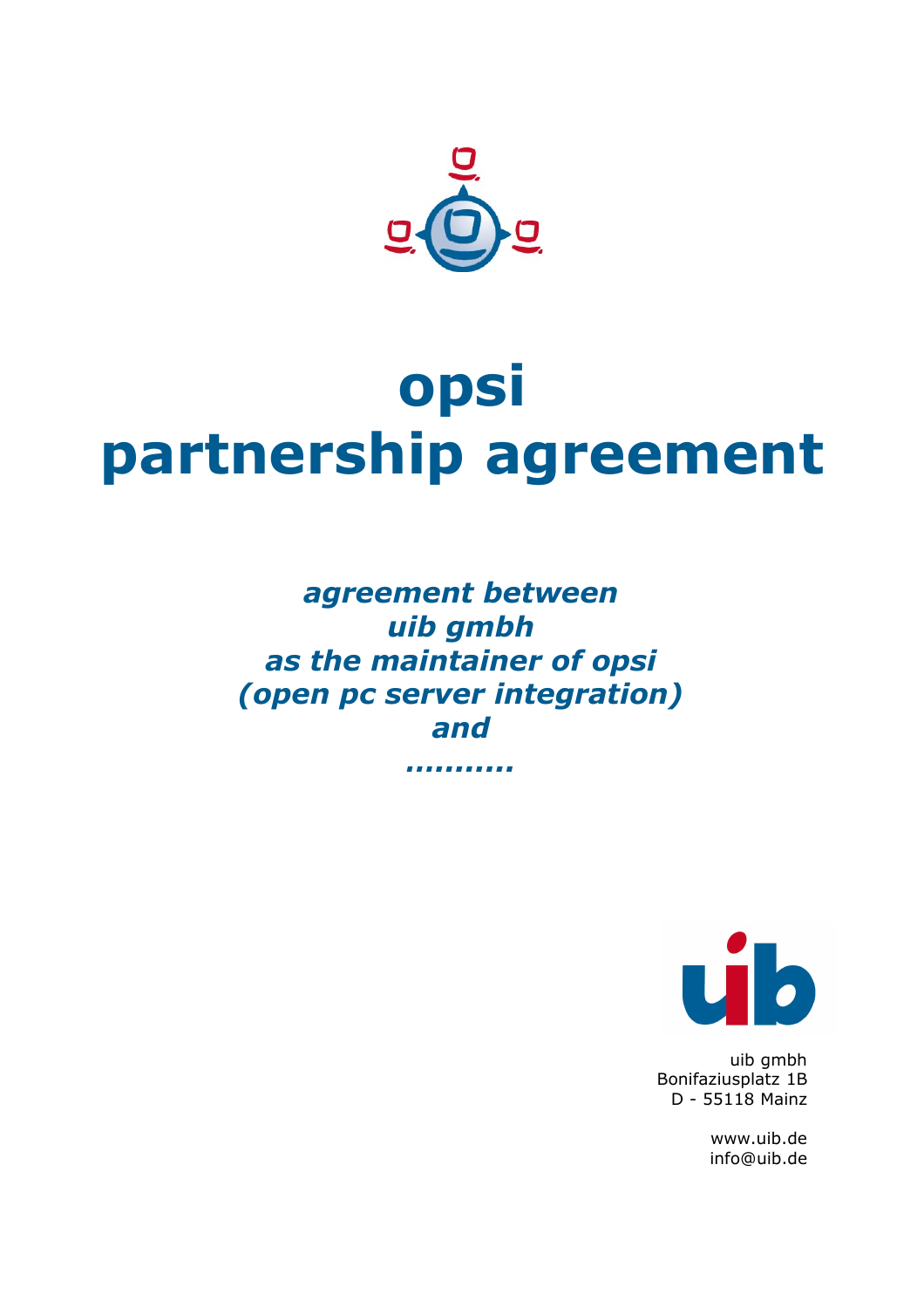# opsi
# partnership agreement

*agreement between*
*uib gmbh*
*as the maintainer of opsi*
*(open pc server integration)*
*and*
*...........*

uib gmbh
Bonifaziusplatz 1B
D - 55118 Mainz

www.uib.de
info@uib.de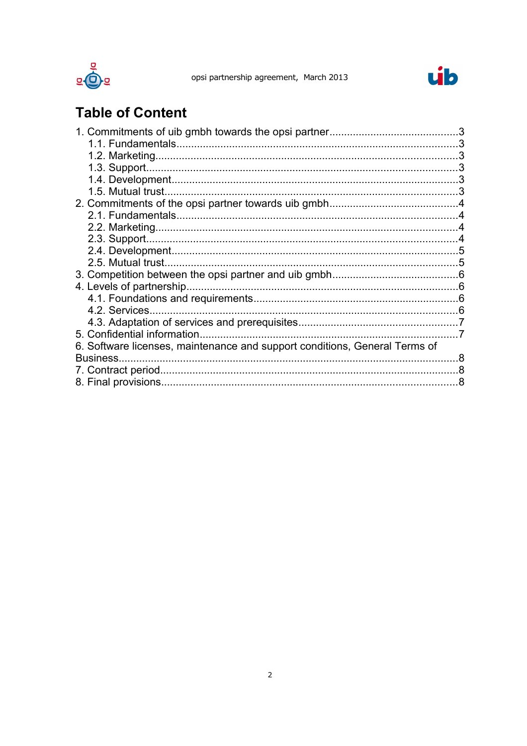# Table of Content

1. Commitments of uib gmbh towards the opsi partner....3
    1.1. Fundamentals....3
    1.2. Marketing....3
    1.3. Support....3
    1.4. Development....3
    1.5. Mutual trust....3
2. Commitments of the opsi partner towards uib gmbh....4
    2.1. Fundamentals....4
    2.2. Marketing....4
    2.3. Support....4
    2.4. Development....5
    2.5. Mutual trust....5
3. Competition between the opsi partner and uib gmbh....6
4. Levels of partnership....6
    4.1. Foundations and requirements....6
    4.2. Services....6
    4.3. Adaptation of services and prerequisites....7
5. Confidential information....7
6. Software licenses, maintenance and support conditions, General Terms of Business....8
7. Contract period....8
8. Final provisions....8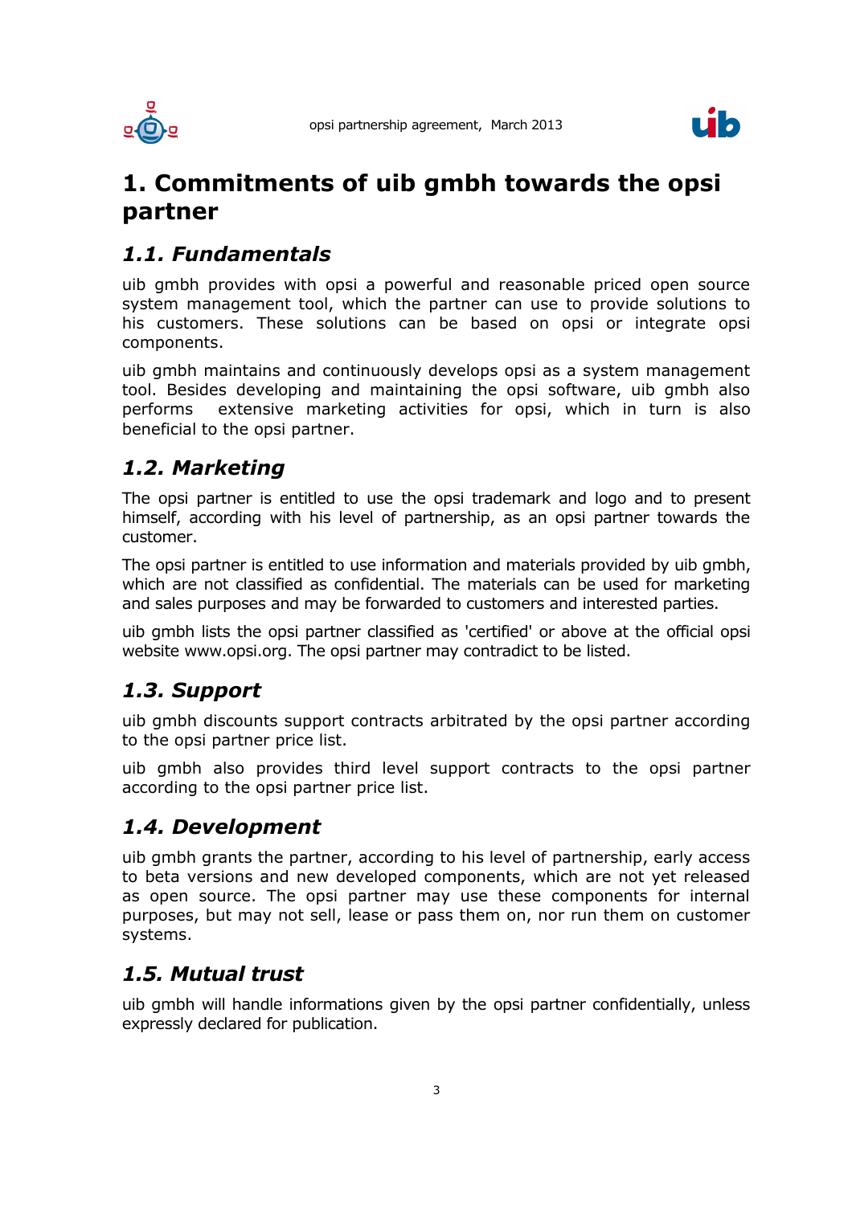# 1. Commitments of uib gmbh towards the opsi partner

## 1.1. Fundamentals

uib gmbh provides with opsi a powerful and reasonable priced open source system management tool, which the partner can use to provide solutions to his customers. These solutions can be based on opsi or integrate opsi components.

uib gmbh maintains and continuously develops opsi as a system management tool. Besides developing and maintaining the opsi software, uib gmbh also performs extensive marketing activities for opsi, which in turn is also beneficial to the opsi partner.

## 1.2. Marketing

The opsi partner is entitled to use the opsi trademark and logo and to present himself, according with his level of partnership, as an opsi partner towards the customer.

The opsi partner is entitled to use information and materials provided by uib gmbh, which are not classified as confidential. The materials can be used for marketing and sales purposes and may be forwarded to customers and interested parties.

uib gmbh lists the opsi partner classified as 'certified' or above at the official opsi website www.opsi.org. The opsi partner may contradict to be listed.

## 1.3. Support

uib gmbh discounts support contracts arbitrated by the opsi partner according to the opsi partner price list.

uib gmbh also provides third level support contracts to the opsi partner according to the opsi partner price list.

## 1.4. Development

uib gmbh grants the partner, according to his level of partnership, early access to beta versions and new developed components, which are not yet released as open source. The opsi partner may use these components for internal purposes, but may not sell, lease or pass them on, nor run them on customer systems.

## 1.5. Mutual trust

uib gmbh will handle informations given by the opsi partner confidentially, unless expressly declared for publication.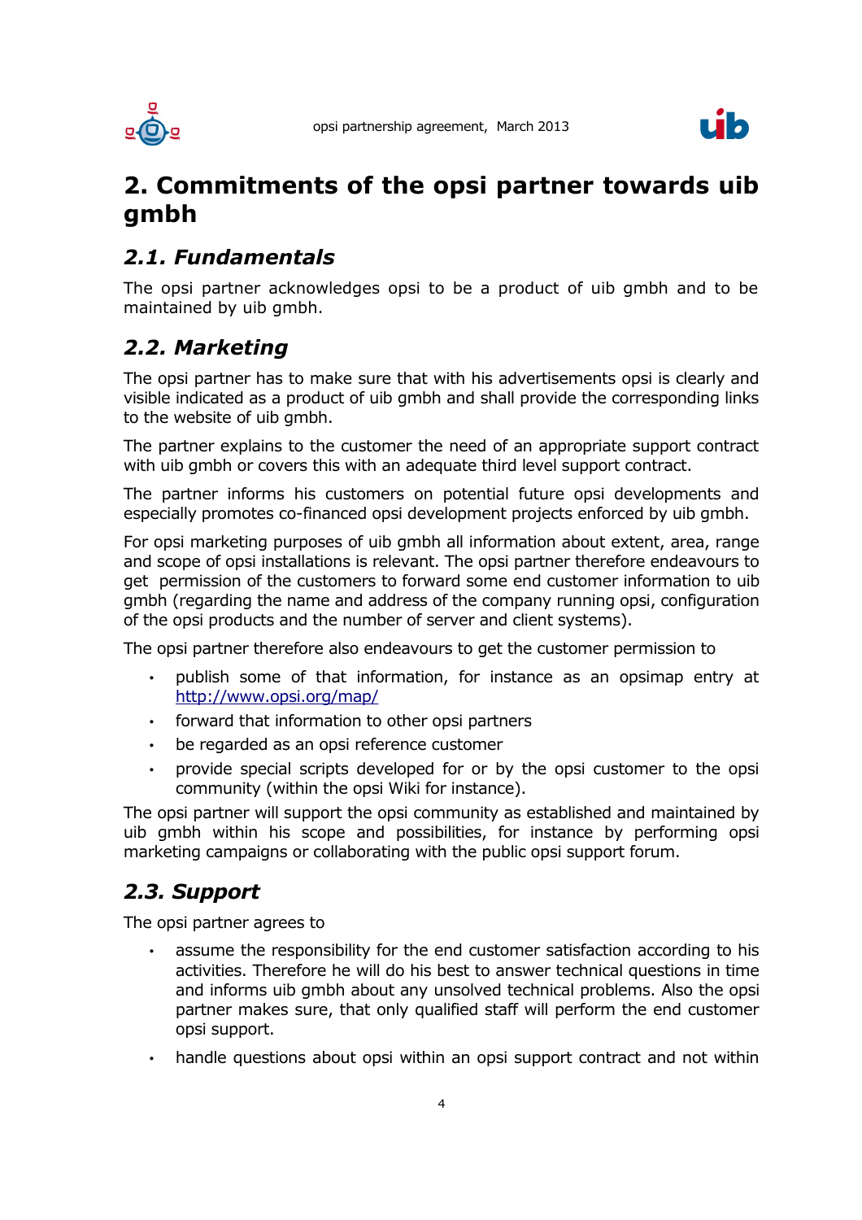# 2. Commitments of the opsi partner towards uib gmbh

## *2.1. Fundamentals*

The opsi partner acknowledges opsi to be a product of uib gmbh and to be maintained by uib gmbh.

## *2.2. Marketing*

The opsi partner has to make sure that with his advertisements opsi is clearly and visible indicated as a product of uib gmbh and shall provide the corresponding links to the website of uib gmbh.

The partner explains to the customer the need of an appropriate support contract with uib gmbh or covers this with an adequate third level support contract.

The partner informs his customers on potential future opsi developments and especially promotes co-financed opsi development projects enforced by uib gmbh.

For opsi marketing purposes of uib gmbh all information about extent, area, range and scope of opsi installations is relevant. The opsi partner therefore endeavours to get permission of the customers to forward some end customer information to uib gmbh (regarding the name and address of the company running opsi, configuration of the opsi products and the number of server and client systems).

The opsi partner therefore also endeavours to get the customer permission to

- publish some of that information, for instance as an opsimap entry at http://www.opsi.org/map/
- forward that information to other opsi partners
- be regarded as an opsi reference customer
- provide special scripts developed for or by the opsi customer to the opsi community (within the opsi Wiki for instance).

The opsi partner will support the opsi community as established and maintained by uib gmbh within his scope and possibilities, for instance by performing opsi marketing campaigns or collaborating with the public opsi support forum.

## *2.3. Support*

The opsi partner agrees to

- assume the responsibility for the end customer satisfaction according to his activities. Therefore he will do his best to answer technical questions in time and informs uib gmbh about any unsolved technical problems. Also the opsi partner makes sure, that only qualified staff will perform the end customer opsi support.
- handle questions about opsi within an opsi support contract and not within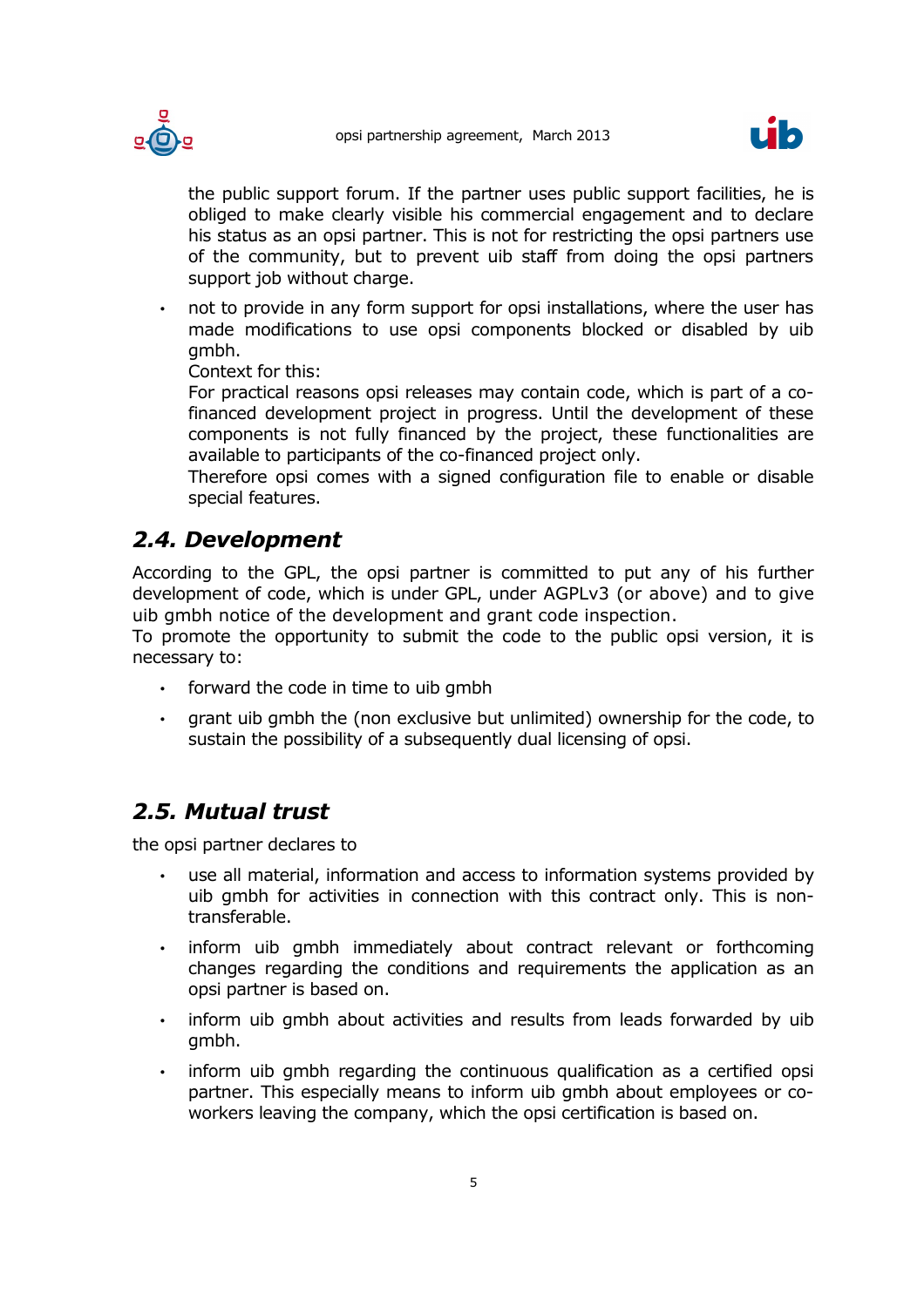the public support forum. If the partner uses public support facilities, he is obliged to make clearly visible his commercial engagement and to declare his status as an opsi partner. This is not for restricting the opsi partners use of the community, but to prevent uib staff from doing the opsi partners support job without charge.

- not to provide in any form support for opsi installations, where the user has made modifications to use opsi components blocked or disabled by uib gmbh.
  Context for this:
  For practical reasons opsi releases may contain code, which is part of a co-financed development project in progress. Until the development of these components is not fully financed by the project, these functionalities are available to participants of the co-financed project only.
  Therefore opsi comes with a signed configuration file to enable or disable special features.

## *2.4. Development*

According to the GPL, the opsi partner is committed to put any of his further development of code, which is under GPL, under AGPLv3 (or above) and to give uib gmbh notice of the development and grant code inspection.
To promote the opportunity to submit the code to the public opsi version, it is necessary to:

- forward the code in time to uib gmbh
- grant uib gmbh the (non exclusive but unlimited) ownership for the code, to sustain the possibility of a subsequently dual licensing of opsi.

## *2.5. Mutual trust*

the opsi partner declares to

- use all material, information and access to information systems provided by uib gmbh for activities in connection with this contract only. This is non-transferable.
- inform uib gmbh immediately about contract relevant or forthcoming changes regarding the conditions and requirements the application as an opsi partner is based on.
- inform uib gmbh about activities and results from leads forwarded by uib gmbh.
- inform uib gmbh regarding the continuous qualification as a certified opsi partner. This especially means to inform uib gmbh about employees or co-workers leaving the company, which the opsi certification is based on.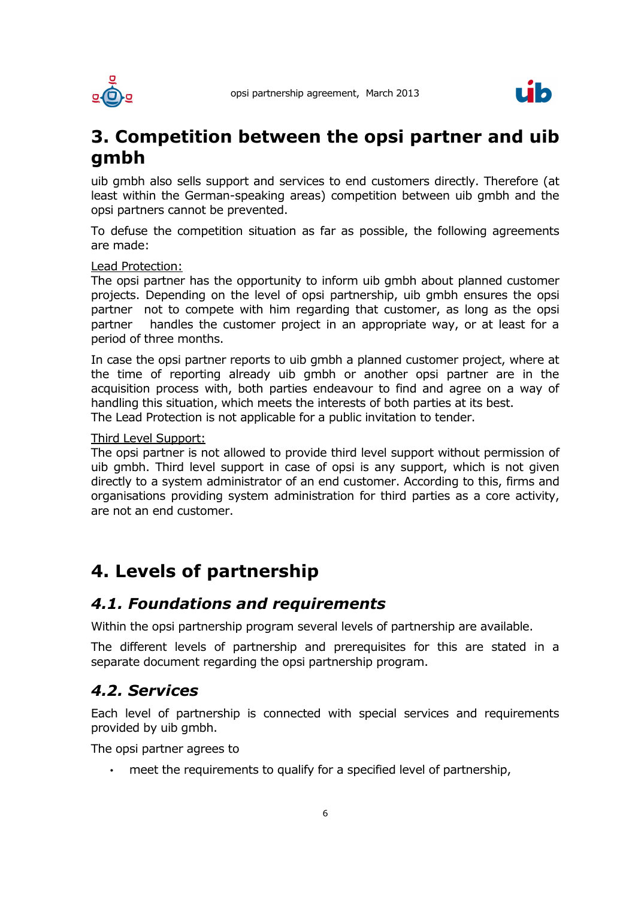# 3. Competition between the opsi partner and uib gmbh

uib gmbh also sells support and services to end customers directly. Therefore (at least within the German-speaking areas) competition between uib gmbh and the opsi partners cannot be prevented.

To defuse the competition situation as far as possible, the following agreements are made:

Lead Protection:
The opsi partner has the opportunity to inform uib gmbh about planned customer projects. Depending on the level of opsi partnership, uib gmbh ensures the opsi partner not to compete with him regarding that customer, as long as the opsi partner handles the customer project in an appropriate way, or at least for a period of three months.

In case the opsi partner reports to uib gmbh a planned customer project, where at the time of reporting already uib gmbh or another opsi partner are in the acquisition process with, both parties endeavour to find and agree on a way of handling this situation, which meets the interests of both parties at its best.
The Lead Protection is not applicable for a public invitation to tender.

Third Level Support:
The opsi partner is not allowed to provide third level support without permission of uib gmbh. Third level support in case of opsi is any support, which is not given directly to a system administrator of an end customer. According to this, firms and organisations providing system administration for third parties as a core activity, are not an end customer.

# 4. Levels of partnership

## *4.1. Foundations and requirements*

Within the opsi partnership program several levels of partnership are available.

The different levels of partnership and prerequisites for this are stated in a separate document regarding the opsi partnership program.

## *4.2. Services*

Each level of partnership is connected with special services and requirements provided by uib gmbh.

The opsi partner agrees to

- meet the requirements to qualify for a specified level of partnership,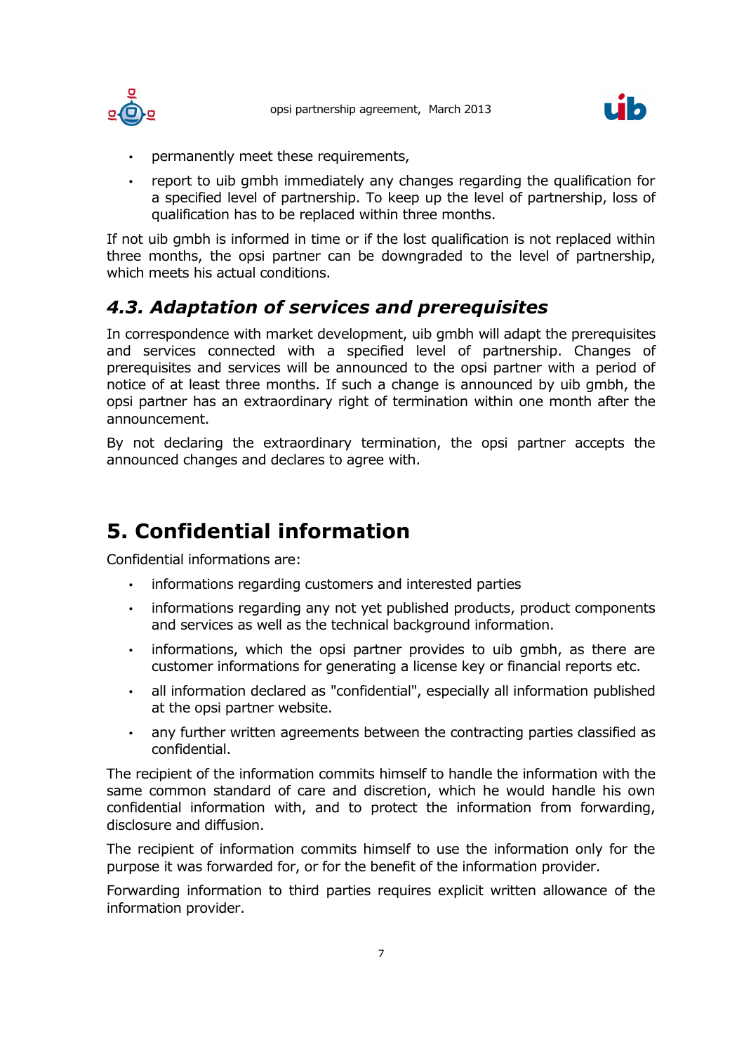- permanently meet these requirements,
- report to uib gmbh immediately any changes regarding the qualification for a specified level of partnership. To keep up the level of partnership, loss of qualification has to be replaced within three months.

If not uib gmbh is informed in time or if the lost qualification is not replaced within three months, the opsi partner can be downgraded to the level of partnership, which meets his actual conditions.

### *4.3. Adaptation of services and prerequisites*

In correspondence with market development, uib gmbh will adapt the prerequisites and services connected with a specified level of partnership. Changes of prerequisites and services will be announced to the opsi partner with a period of notice of at least three months. If such a change is announced by uib gmbh, the opsi partner has an extraordinary right of termination within one month after the announcement.

By not declaring the extraordinary termination, the opsi partner accepts the announced changes and declares to agree with.

## 5. Confidential information

Confidential informations are:

- informations regarding customers and interested parties
- informations regarding any not yet published products, product components and services as well as the technical background information.
- informations, which the opsi partner provides to uib gmbh, as there are customer informations for generating a license key or financial reports etc.
- all information declared as "confidential", especially all information published at the opsi partner website.
- any further written agreements between the contracting parties classified as confidential.

The recipient of the information commits himself to handle the information with the same common standard of care and discretion, which he would handle his own confidential information with, and to protect the information from forwarding, disclosure and diffusion.

The recipient of information commits himself to use the information only for the purpose it was forwarded for, or for the benefit of the information provider.

Forwarding information to third parties requires explicit written allowance of the information provider.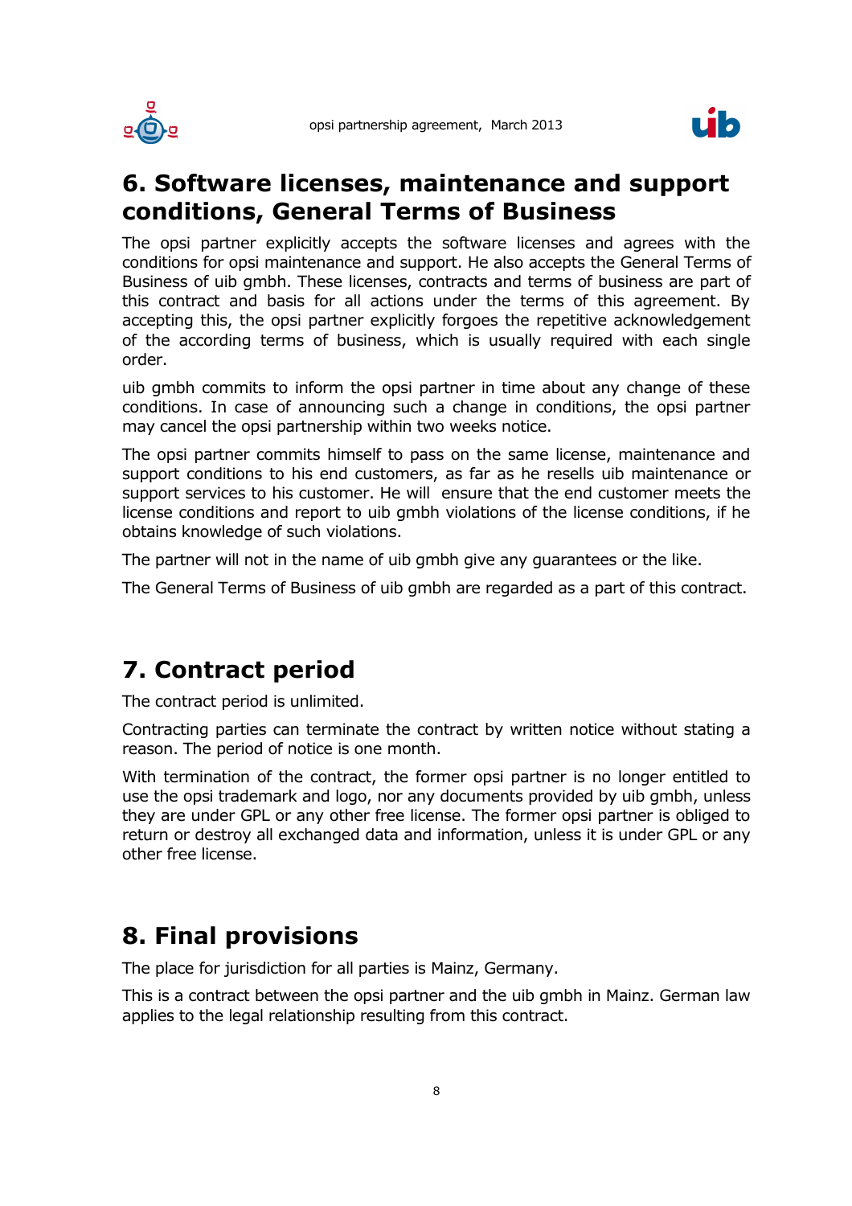# 6. Software licenses, maintenance and support conditions, General Terms of Business

The opsi partner explicitly accepts the software licenses and agrees with the conditions for opsi maintenance and support. He also accepts the General Terms of Business of uib gmbh. These licenses, contracts and terms of business are part of this contract and basis for all actions under the terms of this agreement. By accepting this, the opsi partner explicitly forgoes the repetitive acknowledgement of the according terms of business, which is usually required with each single order.

uib gmbh commits to inform the opsi partner in time about any change of these conditions. In case of announcing such a change in conditions, the opsi partner may cancel the opsi partnership within two weeks notice.

The opsi partner commits himself to pass on the same license, maintenance and support conditions to his end customers, as far as he resells uib maintenance or support services to his customer. He will ensure that the end customer meets the license conditions and report to uib gmbh violations of the license conditions, if he obtains knowledge of such violations.

The partner will not in the name of uib gmbh give any guarantees or the like.

The General Terms of Business of uib gmbh are regarded as a part of this contract.

# 7. Contract period

The contract period is unlimited.

Contracting parties can terminate the contract by written notice without stating a reason. The period of notice is one month.

With termination of the contract, the former opsi partner is no longer entitled to use the opsi trademark and logo, nor any documents provided by uib gmbh, unless they are under GPL or any other free license. The former opsi partner is obliged to return or destroy all exchanged data and information, unless it is under GPL or any other free license.

# 8. Final provisions

The place for jurisdiction for all parties is Mainz, Germany.

This is a contract between the opsi partner and the uib gmbh in Mainz. German law applies to the legal relationship resulting from this contract.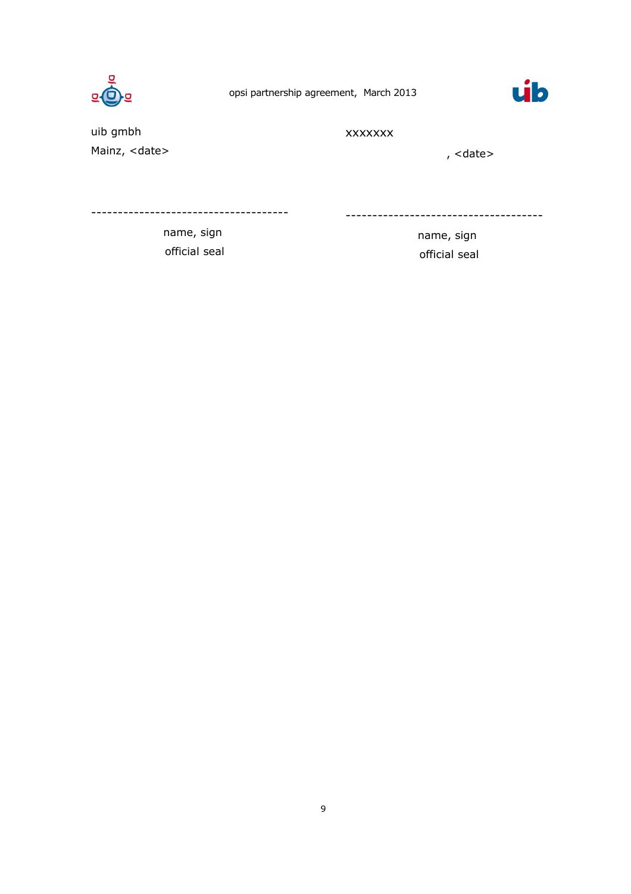| | |
|---|---|
| uib gmbh | xxxxxxx |
| Mainz, <date> | , <date> |
| | |
| ------------------------------------- | ------------------------------------- |
| name, sign | name, sign |
| official seal | official seal |